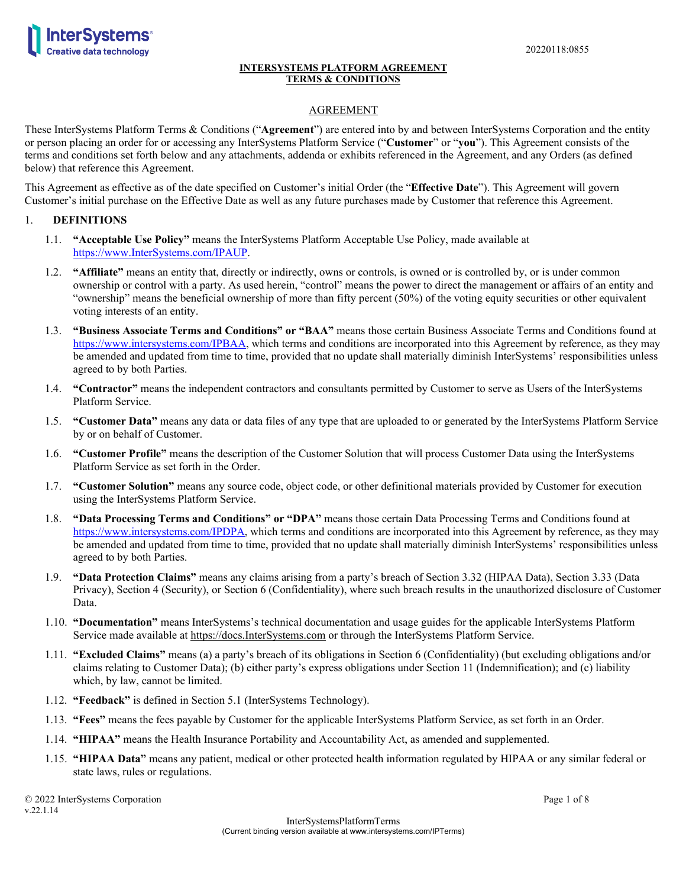# INTERSYSTEMS PLATFORM AGREEMENT
# TERMS & CONDITIONS

## AGREEMENT

These InterSystems Platform Terms & Conditions ("**Agreement**") are entered into by and between InterSystems Corporation and the entity or person placing an order for or accessing any InterSystems Platform Service ("**Customer**" or "**you**"). This Agreement consists of the terms and conditions set forth below and any attachments, addenda or exhibits referenced in the Agreement, and any Orders (as defined below) that reference this Agreement.

This Agreement as effective as of the date specified on Customer's initial Order (the "**Effective Date**"). This Agreement will govern Customer's initial purchase on the Effective Date as well as any future purchases made by Customer that reference this Agreement.

## 1. DEFINITIONS

1.1. **"Acceptable Use Policy"** means the InterSystems Platform Acceptable Use Policy, made available at https://www.InterSystems.com/IPAUP.

1.2. **"Affiliate"** means an entity that, directly or indirectly, owns or controls, is owned or is controlled by, or is under common ownership or control with a party. As used herein, "control" means the power to direct the management or affairs of an entity and "ownership" means the beneficial ownership of more than fifty percent (50%) of the voting equity securities or other equivalent voting interests of an entity.

1.3. **"Business Associate Terms and Conditions" or "BAA"** means those certain Business Associate Terms and Conditions found at https://www.intersystems.com/IPBAA, which terms and conditions are incorporated into this Agreement by reference, as they may be amended and updated from time to time, provided that no update shall materially diminish InterSystems' responsibilities unless agreed to by both Parties.

1.4. **"Contractor"** means the independent contractors and consultants permitted by Customer to serve as Users of the InterSystems Platform Service.

1.5. **"Customer Data"** means any data or data files of any type that are uploaded to or generated by the InterSystems Platform Service by or on behalf of Customer.

1.6. **"Customer Profile"** means the description of the Customer Solution that will process Customer Data using the InterSystems Platform Service as set forth in the Order.

1.7. **"Customer Solution"** means any source code, object code, or other definitional materials provided by Customer for execution using the InterSystems Platform Service.

1.8. **"Data Processing Terms and Conditions" or "DPA"** means those certain Data Processing Terms and Conditions found at https://www.intersystems.com/IPDPA, which terms and conditions are incorporated into this Agreement by reference, as they may be amended and updated from time to time, provided that no update shall materially diminish InterSystems' responsibilities unless agreed to by both Parties.

1.9. **"Data Protection Claims"** means any claims arising from a party's breach of Section 3.32 (HIPAA Data), Section 3.33 (Data Privacy), Section 4 (Security), or Section 6 (Confidentiality), where such breach results in the unauthorized disclosure of Customer Data.

1.10. **"Documentation"** means InterSystems's technical documentation and usage guides for the applicable InterSystems Platform Service made available at https://docs.InterSystems.com or through the InterSystems Platform Service.

1.11. **"Excluded Claims"** means (a) a party's breach of its obligations in Section 6 (Confidentiality) (but excluding obligations and/or claims relating to Customer Data); (b) either party's express obligations under Section 11 (Indemnification); and (c) liability which, by law, cannot be limited.

1.12. **"Feedback"** is defined in Section 5.1 (InterSystems Technology).

1.13. **"Fees"** means the fees payable by Customer for the applicable InterSystems Platform Service, as set forth in an Order.

1.14. **"HIPAA"** means the Health Insurance Portability and Accountability Act, as amended and supplemented.

1.15. **"HIPAA Data"** means any patient, medical or other protected health information regulated by HIPAA or any similar federal or state laws, rules or regulations.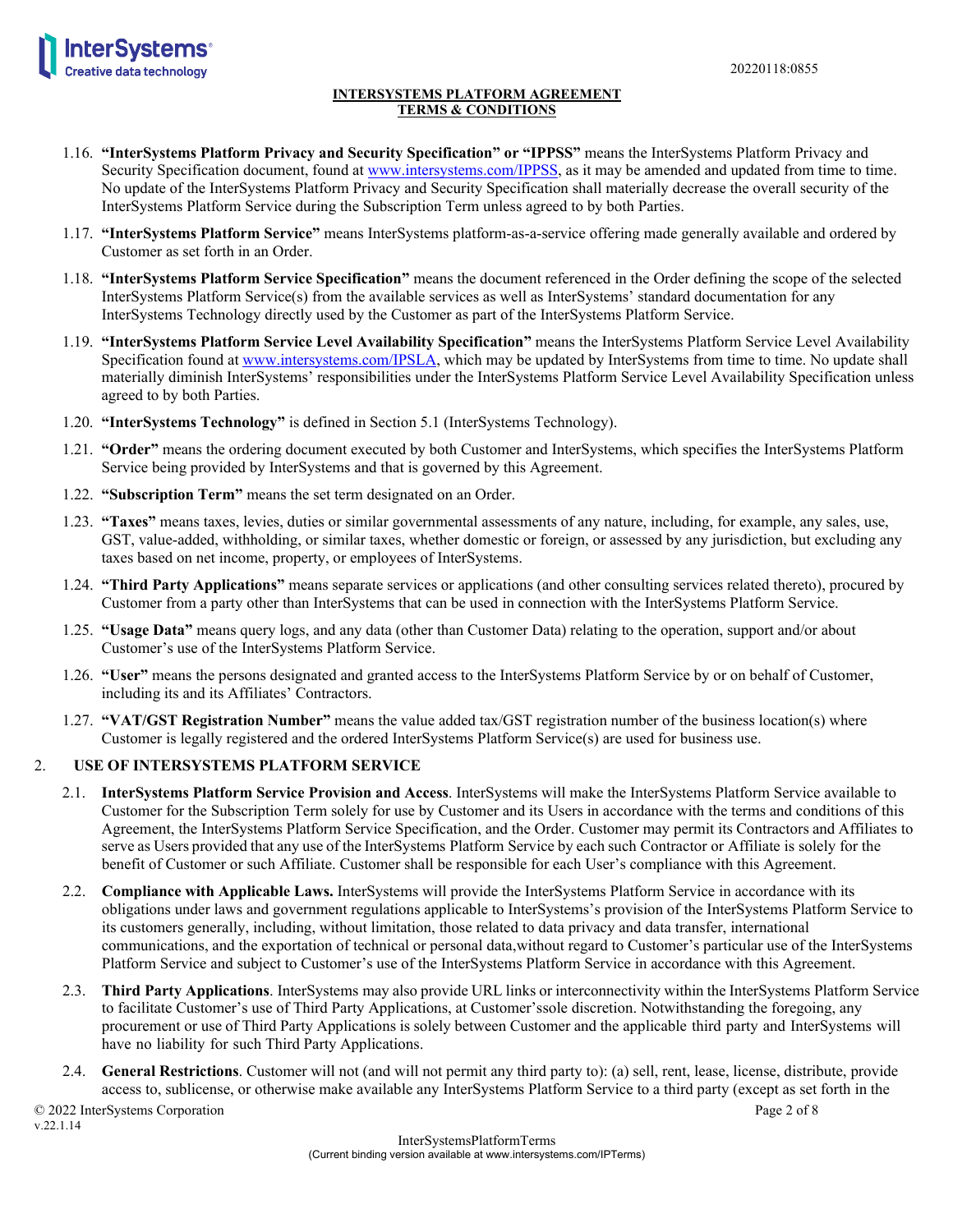1.16. **"InterSystems Platform Privacy and Security Specification" or "IPPSS"** means the InterSystems Platform Privacy and Security Specification document, found at www.intersystems.com/IPPSS, as it may be amended and updated from time to time. No update of the InterSystems Platform Privacy and Security Specification shall materially decrease the overall security of the InterSystems Platform Service during the Subscription Term unless agreed to by both Parties.

1.17. **"InterSystems Platform Service"** means InterSystems platform-as-a-service offering made generally available and ordered by Customer as set forth in an Order.

1.18. **"InterSystems Platform Service Specification"** means the document referenced in the Order defining the scope of the selected InterSystems Platform Service(s) from the available services as well as InterSystems' standard documentation for any InterSystems Technology directly used by the Customer as part of the InterSystems Platform Service.

1.19. **"InterSystems Platform Service Level Availability Specification"** means the InterSystems Platform Service Level Availability Specification found at www.intersystems.com/IPSLA, which may be updated by InterSystems from time to time. No update shall materially diminish InterSystems' responsibilities under the InterSystems Platform Service Level Availability Specification unless agreed to by both Parties.

1.20. **"InterSystems Technology"** is defined in Section 5.1 (InterSystems Technology).

1.21. **"Order"** means the ordering document executed by both Customer and InterSystems, which specifies the InterSystems Platform Service being provided by InterSystems and that is governed by this Agreement.

1.22. **"Subscription Term"** means the set term designated on an Order.

1.23. **"Taxes"** means taxes, levies, duties or similar governmental assessments of any nature, including, for example, any sales, use, GST, value-added, withholding, or similar taxes, whether domestic or foreign, or assessed by any jurisdiction, but excluding any taxes based on net income, property, or employees of InterSystems.

1.24. **"Third Party Applications"** means separate services or applications (and other consulting services related thereto), procured by Customer from a party other than InterSystems that can be used in connection with the InterSystems Platform Service.

1.25. **"Usage Data"** means query logs, and any data (other than Customer Data) relating to the operation, support and/or about Customer's use of the InterSystems Platform Service.

1.26. **"User"** means the persons designated and granted access to the InterSystems Platform Service by or on behalf of Customer, including its and its Affiliates' Contractors.

1.27. **"VAT/GST Registration Number"** means the value added tax/GST registration number of the business location(s) where Customer is legally registered and the ordered InterSystems Platform Service(s) are used for business use.

## 2. USE OF INTERSYSTEMS PLATFORM SERVICE

2.1. **InterSystems Platform Service Provision and Access**. InterSystems will make the InterSystems Platform Service available to Customer for the Subscription Term solely for use by Customer and its Users in accordance with the terms and conditions of this Agreement, the InterSystems Platform Service Specification, and the Order. Customer may permit its Contractors and Affiliates to serve as Users provided that any use of the InterSystems Platform Service by each such Contractor or Affiliate is solely for the benefit of Customer or such Affiliate. Customer shall be responsible for each User's compliance with this Agreement.

2.2. **Compliance with Applicable Laws.** InterSystems will provide the InterSystems Platform Service in accordance with its obligations under laws and government regulations applicable to InterSystems's provision of the InterSystems Platform Service to its customers generally, including, without limitation, those related to data privacy and data transfer, international communications, and the exportation of technical or personal data,without regard to Customer's particular use of the InterSystems Platform Service and subject to Customer's use of the InterSystems Platform Service in accordance with this Agreement.

2.3. **Third Party Applications**. InterSystems may also provide URL links or interconnectivity within the InterSystems Platform Service to facilitate Customer's use of Third Party Applications, at Customer'ssole discretion. Notwithstanding the foregoing, any procurement or use of Third Party Applications is solely between Customer and the applicable third party and InterSystems will have no liability for such Third Party Applications.

2.4. **General Restrictions**. Customer will not (and will not permit any third party to): (a) sell, rent, lease, license, distribute, provide access to, sublicense, or otherwise make available any InterSystems Platform Service to a third party (except as set forth in the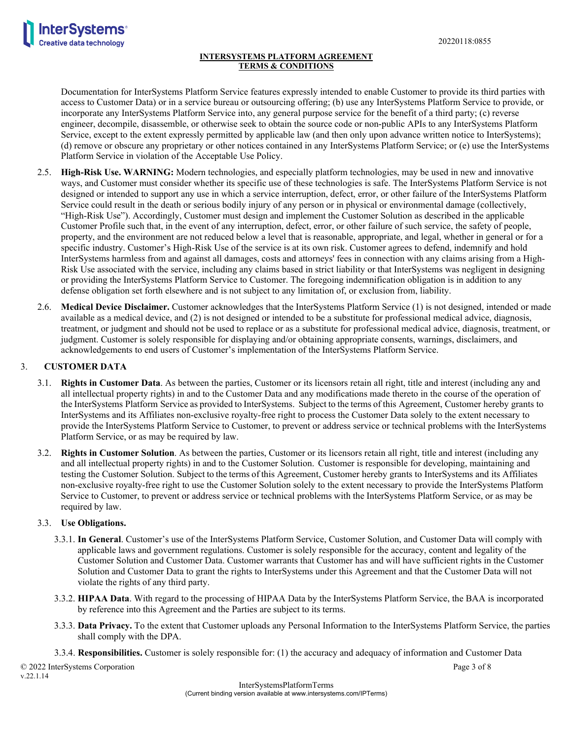Documentation for InterSystems Platform Service features expressly intended to enable Customer to provide its third parties with access to Customer Data) or in a service bureau or outsourcing offering; (b) use any InterSystems Platform Service to provide, or incorporate any InterSystems Platform Service into, any general purpose service for the benefit of a third party; (c) reverse engineer, decompile, disassemble, or otherwise seek to obtain the source code or non-public APIs to any InterSystems Platform Service, except to the extent expressly permitted by applicable law (and then only upon advance written notice to InterSystems); (d) remove or obscure any proprietary or other notices contained in any InterSystems Platform Service; or (e) use the InterSystems Platform Service in violation of the Acceptable Use Policy.

2.5. **High-Risk Use. WARNING:** Modern technologies, and especially platform technologies, may be used in new and innovative ways, and Customer must consider whether its specific use of these technologies is safe. The InterSystems Platform Service is not designed or intended to support any use in which a service interruption, defect, error, or other failure of the InterSystems Platform Service could result in the death or serious bodily injury of any person or in physical or environmental damage (collectively, "High-Risk Use"). Accordingly, Customer must design and implement the Customer Solution as described in the applicable Customer Profile such that, in the event of any interruption, defect, error, or other failure of such service, the safety of people, property, and the environment are not reduced below a level that is reasonable, appropriate, and legal, whether in general or for a specific industry. Customer's High-Risk Use of the service is at its own risk. Customer agrees to defend, indemnify and hold InterSystems harmless from and against all damages, costs and attorneys' fees in connection with any claims arising from a High-Risk Use associated with the service, including any claims based in strict liability or that InterSystems was negligent in designing or providing the InterSystems Platform Service to Customer. The foregoing indemnification obligation is in addition to any defense obligation set forth elsewhere and is not subject to any limitation of, or exclusion from, liability.

2.6. **Medical Device Disclaimer.** Customer acknowledges that the InterSystems Platform Service (1) is not designed, intended or made available as a medical device, and (2) is not designed or intended to be a substitute for professional medical advice, diagnosis, treatment, or judgment and should not be used to replace or as a substitute for professional medical advice, diagnosis, treatment, or judgment. Customer is solely responsible for displaying and/or obtaining appropriate consents, warnings, disclaimers, and acknowledgements to end users of Customer's implementation of the InterSystems Platform Service.

## 3. CUSTOMER DATA

3.1. **Rights in Customer Data**. As between the parties, Customer or its licensors retain all right, title and interest (including any and all intellectual property rights) in and to the Customer Data and any modifications made thereto in the course of the operation of the InterSystems Platform Service as provided to InterSystems. Subject to the terms of this Agreement, Customer hereby grants to InterSystems and its Affiliates non-exclusive royalty-free right to process the Customer Data solely to the extent necessary to provide the InterSystems Platform Service to Customer, to prevent or address service or technical problems with the InterSystems Platform Service, or as may be required by law.

3.2. **Rights in Customer Solution**. As between the parties, Customer or its licensors retain all right, title and interest (including any and all intellectual property rights) in and to the Customer Solution. Customer is responsible for developing, maintaining and testing the Customer Solution. Subject to the terms of this Agreement, Customer hereby grants to InterSystems and its Affiliates non-exclusive royalty-free right to use the Customer Solution solely to the extent necessary to provide the InterSystems Platform Service to Customer, to prevent or address service or technical problems with the InterSystems Platform Service, or as may be required by law.

3.3. **Use Obligations.**

3.3.1. **In General**. Customer's use of the InterSystems Platform Service, Customer Solution, and Customer Data will comply with applicable laws and government regulations. Customer is solely responsible for the accuracy, content and legality of the Customer Solution and Customer Data. Customer warrants that Customer has and will have sufficient rights in the Customer Solution and Customer Data to grant the rights to InterSystems under this Agreement and that the Customer Data will not violate the rights of any third party.

3.3.2. **HIPAA Data**. With regard to the processing of HIPAA Data by the InterSystems Platform Service, the BAA is incorporated by reference into this Agreement and the Parties are subject to its terms.

3.3.3. **Data Privacy.** To the extent that Customer uploads any Personal Information to the InterSystems Platform Service, the parties shall comply with the DPA.

3.3.4. **Responsibilities.** Customer is solely responsible for: (1) the accuracy and adequacy of information and Customer Data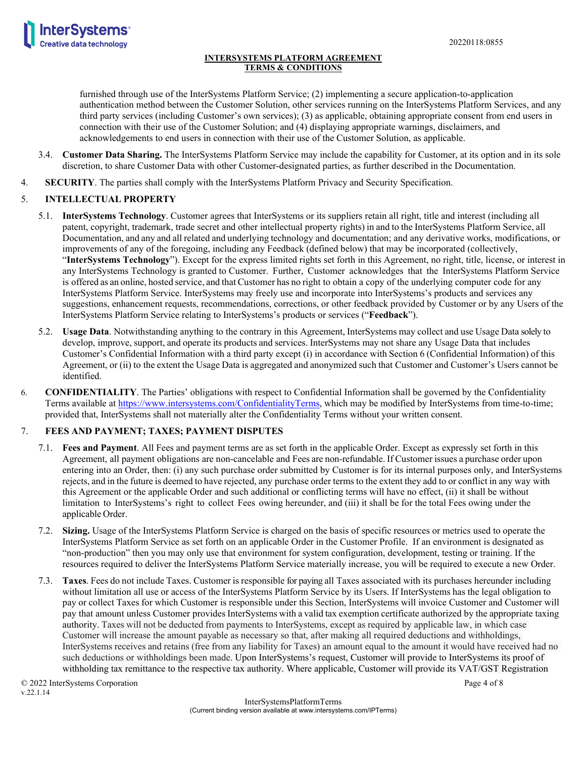furnished through use of the InterSystems Platform Service; (2) implementing a secure application-to-application authentication method between the Customer Solution, other services running on the InterSystems Platform Services, and any third party services (including Customer's own services); (3) as applicable, obtaining appropriate consent from end users in connection with their use of the Customer Solution; and (4) displaying appropriate warnings, disclaimers, and acknowledgements to end users in connection with their use of the Customer Solution, as applicable.

3.4. **Customer Data Sharing.** The InterSystems Platform Service may include the capability for Customer, at its option and in its sole discretion, to share Customer Data with other Customer-designated parties, as further described in the Documentation.

4. **SECURITY**. The parties shall comply with the InterSystems Platform Privacy and Security Specification.

5. **INTELLECTUAL PROPERTY**

5.1. **InterSystems Technology**. Customer agrees that InterSystems or its suppliers retain all right, title and interest (including all patent, copyright, trademark, trade secret and other intellectual property rights) in and to the InterSystems Platform Service, all Documentation, and any and all related and underlying technology and documentation; and any derivative works, modifications, or improvements of any of the foregoing, including any Feedback (defined below) that may be incorporated (collectively, "**InterSystems Technology**"). Except for the express limited rights set forth in this Agreement, no right, title, license, or interest in any InterSystems Technology is granted to Customer. Further, Customer acknowledges that the InterSystems Platform Service is offered as an online, hosted service, and that Customer has no right to obtain a copy of the underlying computer code for any InterSystems Platform Service. InterSystems may freely use and incorporate into InterSystems's products and services any suggestions, enhancement requests, recommendations, corrections, or other feedback provided by Customer or by any Users of the InterSystems Platform Service relating to InterSystems's products or services ("**Feedback**").

5.2. **Usage Data**. Notwithstanding anything to the contrary in this Agreement, InterSystems may collect and use Usage Data solely to develop, improve, support, and operate its products and services. InterSystems may not share any Usage Data that includes Customer's Confidential Information with a third party except (i) in accordance with Section 6 (Confidential Information) of this Agreement, or (ii) to the extent the Usage Data is aggregated and anonymized such that Customer and Customer's Users cannot be identified.

6. **CONFIDENTIALITY**. The Parties' obligations with respect to Confidential Information shall be governed by the Confidentiality Terms available at https://www.intersystems.com/ConfidentialityTerms, which may be modified by InterSystems from time-to-time; provided that, InterSystems shall not materially alter the Confidentiality Terms without your written consent.

7. **FEES AND PAYMENT; TAXES; PAYMENT DISPUTES**

7.1. **Fees and Payment**. All Fees and payment terms are as set forth in the applicable Order. Except as expressly set forth in this Agreement, all payment obligations are non-cancelable and Fees are non-refundable. If Customer issues a purchase order upon entering into an Order, then: (i) any such purchase order submitted by Customer is for its internal purposes only, and InterSystems rejects, and in the future is deemed to have rejected, any purchase order terms to the extent they add to or conflict in any way with this Agreement or the applicable Order and such additional or conflicting terms will have no effect, (ii) it shall be without limitation to InterSystems's right to collect Fees owing hereunder, and (iii) it shall be for the total Fees owing under the applicable Order.

7.2. **Sizing.** Usage of the InterSystems Platform Service is charged on the basis of specific resources or metrics used to operate the InterSystems Platform Service as set forth on an applicable Order in the Customer Profile. If an environment is designated as "non-production" then you may only use that environment for system configuration, development, testing or training. If the resources required to deliver the InterSystems Platform Service materially increase, you will be required to execute a new Order.

7.3. **Taxes**. Fees do not include Taxes. Customer is responsible for paying all Taxes associated with its purchases hereunder including without limitation all use or access of the InterSystems Platform Service by its Users. If InterSystems has the legal obligation to pay or collect Taxes for which Customer is responsible under this Section, InterSystems will invoice Customer and Customer will pay that amount unless Customer provides InterSystems with a valid tax exemption certificate authorized by the appropriate taxing authority. Taxes will not be deducted from payments to InterSystems, except as required by applicable law, in which case Customer will increase the amount payable as necessary so that, after making all required deductions and withholdings, InterSystems receives and retains (free from any liability for Taxes) an amount equal to the amount it would have received had no such deductions or withholdings been made. Upon InterSystems's request, Customer will provide to InterSystems its proof of withholding tax remittance to the respective tax authority. Where applicable, Customer will provide its VAT/GST Registration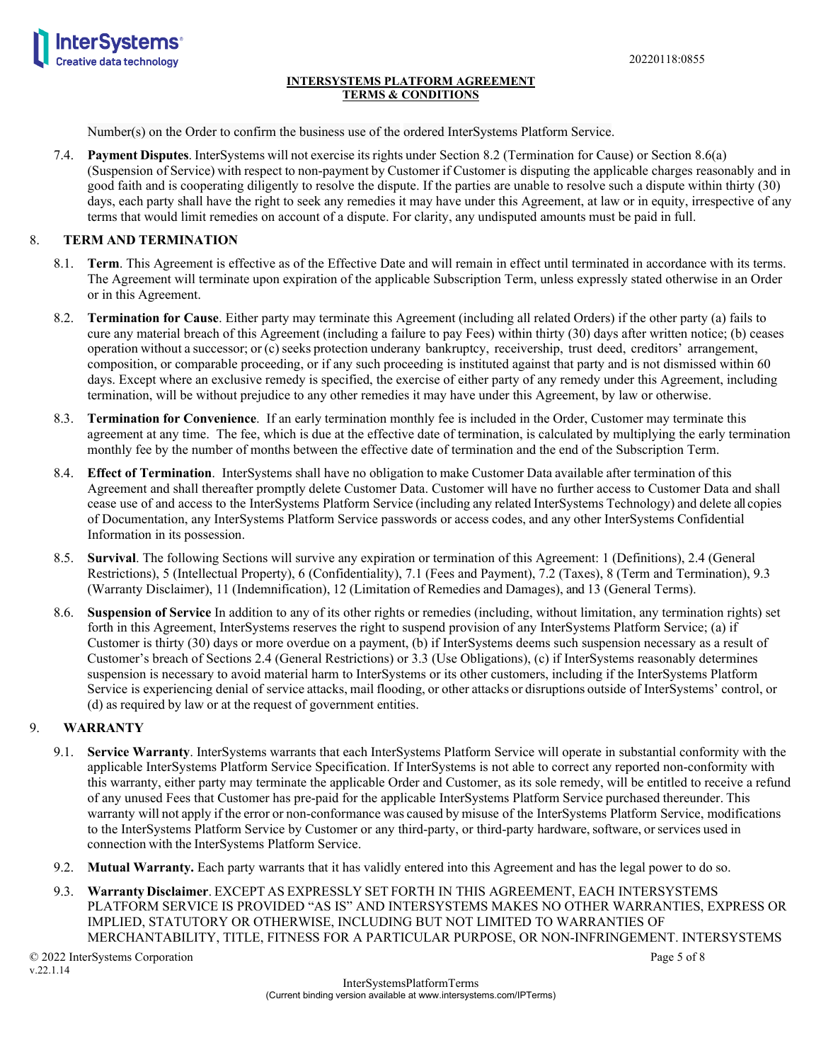Number(s) on the Order to confirm the business use of the ordered InterSystems Platform Service.

7.4. **Payment Disputes**. InterSystems will not exercise its rights under Section 8.2 (Termination for Cause) or Section 8.6(a) (Suspension of Service) with respect to non-payment by Customer if Customer is disputing the applicable charges reasonably and in good faith and is cooperating diligently to resolve the dispute. If the parties are unable to resolve such a dispute within thirty (30) days, each party shall have the right to seek any remedies it may have under this Agreement, at law or in equity, irrespective of any terms that would limit remedies on account of a dispute. For clarity, any undisputed amounts must be paid in full.

## 8. TERM AND TERMINATION

8.1. **Term**. This Agreement is effective as of the Effective Date and will remain in effect until terminated in accordance with its terms. The Agreement will terminate upon expiration of the applicable Subscription Term, unless expressly stated otherwise in an Order or in this Agreement.

8.2. **Termination for Cause**. Either party may terminate this Agreement (including all related Orders) if the other party (a) fails to cure any material breach of this Agreement (including a failure to pay Fees) within thirty (30) days after written notice; (b) ceases operation without a successor; or (c) seeks protection underany bankruptcy, receivership, trust deed, creditors' arrangement, composition, or comparable proceeding, or if any such proceeding is instituted against that party and is not dismissed within 60 days. Except where an exclusive remedy is specified, the exercise of either party of any remedy under this Agreement, including termination, will be without prejudice to any other remedies it may have under this Agreement, by law or otherwise.

8.3. **Termination for Convenience**. If an early termination monthly fee is included in the Order, Customer may terminate this agreement at any time. The fee, which is due at the effective date of termination, is calculated by multiplying the early termination monthly fee by the number of months between the effective date of termination and the end of the Subscription Term.

8.4. **Effect of Termination**. InterSystems shall have no obligation to make Customer Data available after termination of this Agreement and shall thereafter promptly delete Customer Data. Customer will have no further access to Customer Data and shall cease use of and access to the InterSystems Platform Service (including any related InterSystems Technology) and delete all copies of Documentation, any InterSystems Platform Service passwords or access codes, and any other InterSystems Confidential Information in its possession.

8.5. **Survival**. The following Sections will survive any expiration or termination of this Agreement: 1 (Definitions), 2.4 (General Restrictions), 5 (Intellectual Property), 6 (Confidentiality), 7.1 (Fees and Payment), 7.2 (Taxes), 8 (Term and Termination), 9.3 (Warranty Disclaimer), 11 (Indemnification), 12 (Limitation of Remedies and Damages), and 13 (General Terms).

8.6. **Suspension of Service** In addition to any of its other rights or remedies (including, without limitation, any termination rights) set forth in this Agreement, InterSystems reserves the right to suspend provision of any InterSystems Platform Service; (a) if Customer is thirty (30) days or more overdue on a payment, (b) if InterSystems deems such suspension necessary as a result of Customer's breach of Sections 2.4 (General Restrictions) or 3.3 (Use Obligations), (c) if InterSystems reasonably determines suspension is necessary to avoid material harm to InterSystems or its other customers, including if the InterSystems Platform Service is experiencing denial of service attacks, mail flooding, or other attacks or disruptions outside of InterSystems' control, or (d) as required by law or at the request of government entities.

## 9. WARRANTY

9.1. **Service Warranty**. InterSystems warrants that each InterSystems Platform Service will operate in substantial conformity with the applicable InterSystems Platform Service Specification. If InterSystems is not able to correct any reported non-conformity with this warranty, either party may terminate the applicable Order and Customer, as its sole remedy, will be entitled to receive a refund of any unused Fees that Customer has pre-paid for the applicable InterSystems Platform Service purchased thereunder. This warranty will not apply if the error or non-conformance was caused by misuse of the InterSystems Platform Service, modifications to the InterSystems Platform Service by Customer or any third-party, or third-party hardware, software, or services used in connection with the InterSystems Platform Service.

9.2. **Mutual Warranty.** Each party warrants that it has validly entered into this Agreement and has the legal power to do so.

9.3. **Warranty Disclaimer**. EXCEPT AS EXPRESSLY SET FORTH IN THIS AGREEMENT, EACH INTERSYSTEMS PLATFORM SERVICE IS PROVIDED "AS IS" AND INTERSYSTEMS MAKES NO OTHER WARRANTIES, EXPRESS OR IMPLIED, STATUTORY OR OTHERWISE, INCLUDING BUT NOT LIMITED TO WARRANTIES OF MERCHANTABILITY, TITLE, FITNESS FOR A PARTICULAR PURPOSE, OR NON-INFRINGEMENT. INTERSYSTEMS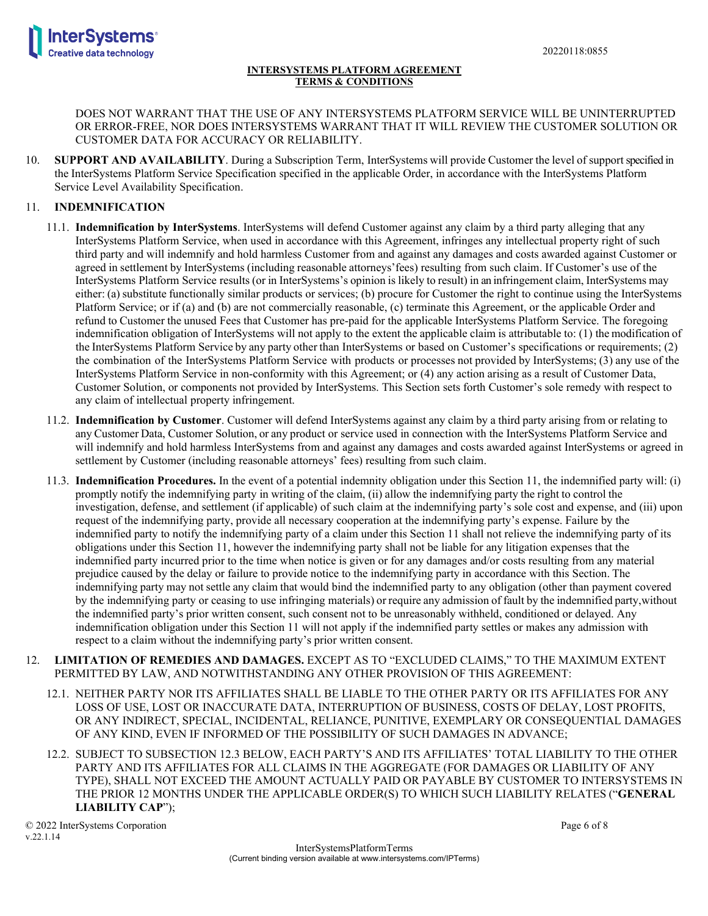DOES NOT WARRANT THAT THE USE OF ANY INTERSYSTEMS PLATFORM SERVICE WILL BE UNINTERRUPTED OR ERROR-FREE, NOR DOES INTERSYSTEMS WARRANT THAT IT WILL REVIEW THE CUSTOMER SOLUTION OR CUSTOMER DATA FOR ACCURACY OR RELIABILITY.

10. **SUPPORT AND AVAILABILITY**. During a Subscription Term, InterSystems will provide Customer the level of support specified in the InterSystems Platform Service Specification specified in the applicable Order, in accordance with the InterSystems Platform Service Level Availability Specification.

11. **INDEMNIFICATION**

11.1. **Indemnification by InterSystems**. InterSystems will defend Customer against any claim by a third party alleging that any InterSystems Platform Service, when used in accordance with this Agreement, infringes any intellectual property right of such third party and will indemnify and hold harmless Customer from and against any damages and costs awarded against Customer or agreed in settlement by InterSystems (including reasonable attorneys' fees) resulting from such claim. If Customer's use of the InterSystems Platform Service results (or in InterSystems's opinion is likely to result) in an infringement claim, InterSystems may either: (a) substitute functionally similar products or services; (b) procure for Customer the right to continue using the InterSystems Platform Service; or if (a) and (b) are not commercially reasonable, (c) terminate this Agreement, or the applicable Order and refund to Customer the unused Fees that Customer has pre-paid for the applicable InterSystems Platform Service. The foregoing indemnification obligation of InterSystems will not apply to the extent the applicable claim is attributable to: (1) the modification of the InterSystems Platform Service by any party other than InterSystems or based on Customer's specifications or requirements; (2) the combination of the InterSystems Platform Service with products or processes not provided by InterSystems; (3) any use of the InterSystems Platform Service in non-conformity with this Agreement; or (4) any action arising as a result of Customer Data, Customer Solution, or components not provided by InterSystems. This Section sets forth Customer's sole remedy with respect to any claim of intellectual property infringement.

11.2. **Indemnification by Customer**. Customer will defend InterSystems against any claim by a third party arising from or relating to any Customer Data, Customer Solution, or any product or service used in connection with the InterSystems Platform Service and will indemnify and hold harmless InterSystems from and against any damages and costs awarded against InterSystems or agreed in settlement by Customer (including reasonable attorneys' fees) resulting from such claim.

11.3. **Indemnification Procedures.** In the event of a potential indemnity obligation under this Section 11, the indemnified party will: (i) promptly notify the indemnifying party in writing of the claim, (ii) allow the indemnifying party the right to control the investigation, defense, and settlement (if applicable) of such claim at the indemnifying party's sole cost and expense, and (iii) upon request of the indemnifying party, provide all necessary cooperation at the indemnifying party's expense. Failure by the indemnified party to notify the indemnifying party of a claim under this Section 11 shall not relieve the indemnifying party of its obligations under this Section 11, however the indemnifying party shall not be liable for any litigation expenses that the indemnified party incurred prior to the time when notice is given or for any damages and/or costs resulting from any material prejudice caused by the delay or failure to provide notice to the indemnifying party in accordance with this Section. The indemnifying party may not settle any claim that would bind the indemnified party to any obligation (other than payment covered by the indemnifying party or ceasing to use infringing materials) or require any admission of fault by the indemnified party, without the indemnified party's prior written consent, such consent not to be unreasonably withheld, conditioned or delayed. Any indemnification obligation under this Section 11 will not apply if the indemnified party settles or makes any admission with respect to a claim without the indemnifying party's prior written consent.

12. **LIMITATION OF REMEDIES AND DAMAGES.** EXCEPT AS TO "EXCLUDED CLAIMS," TO THE MAXIMUM EXTENT PERMITTED BY LAW, AND NOTWITHSTANDING ANY OTHER PROVISION OF THIS AGREEMENT:

12.1. NEITHER PARTY NOR ITS AFFILIATES SHALL BE LIABLE TO THE OTHER PARTY OR ITS AFFILIATES FOR ANY LOSS OF USE, LOST OR INACCURATE DATA, INTERRUPTION OF BUSINESS, COSTS OF DELAY, LOST PROFITS, OR ANY INDIRECT, SPECIAL, INCIDENTAL, RELIANCE, PUNITIVE, EXEMPLARY OR CONSEQUENTIAL DAMAGES OF ANY KIND, EVEN IF INFORMED OF THE POSSIBILITY OF SUCH DAMAGES IN ADVANCE;

12.2. SUBJECT TO SUBSECTION 12.3 BELOW, EACH PARTY'S AND ITS AFFILIATES' TOTAL LIABILITY TO THE OTHER PARTY AND ITS AFFILIATES FOR ALL CLAIMS IN THE AGGREGATE (FOR DAMAGES OR LIABILITY OF ANY TYPE), SHALL NOT EXCEED THE AMOUNT ACTUALLY PAID OR PAYABLE BY CUSTOMER TO INTERSYSTEMS IN THE PRIOR 12 MONTHS UNDER THE APPLICABLE ORDER(S) TO WHICH SUCH LIABILITY RELATES ("**GENERAL LIABILITY CAP**");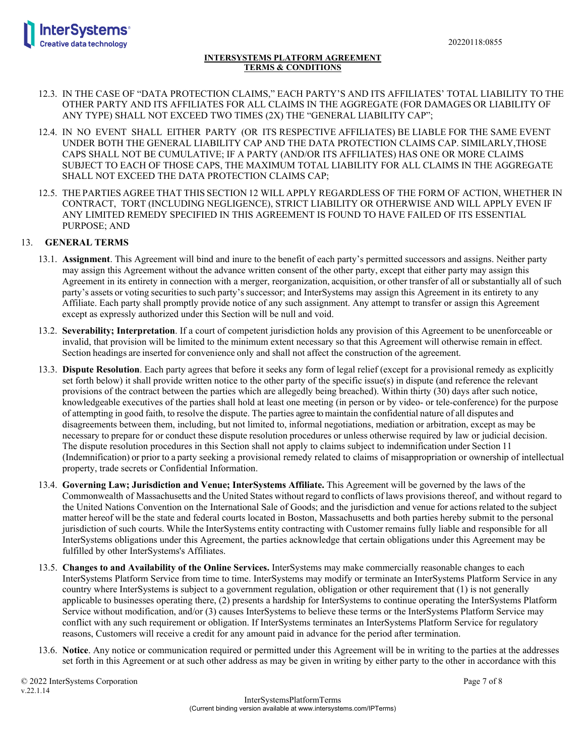12.3. IN THE CASE OF "DATA PROTECTION CLAIMS," EACH PARTY'S AND ITS AFFILIATES' TOTAL LIABILITY TO THE OTHER PARTY AND ITS AFFILIATES FOR ALL CLAIMS IN THE AGGREGATE (FOR DAMAGES OR LIABILITY OF ANY TYPE) SHALL NOT EXCEED TWO TIMES (2X) THE "GENERAL LIABILITY CAP";

12.4. IN NO EVENT SHALL EITHER PARTY (OR ITS RESPECTIVE AFFILIATES) BE LIABLE FOR THE SAME EVENT UNDER BOTH THE GENERAL LIABILITY CAP AND THE DATA PROTECTION CLAIMS CAP. SIMILARLY,THOSE CAPS SHALL NOT BE CUMULATIVE; IF A PARTY (AND/OR ITS AFFILIATES) HAS ONE OR MORE CLAIMS SUBJECT TO EACH OF THOSE CAPS, THE MAXIMUM TOTAL LIABILITY FOR ALL CLAIMS IN THE AGGREGATE SHALL NOT EXCEED THE DATA PROTECTION CLAIMS CAP;

12.5. THE PARTIES AGREE THAT THIS SECTION 12 WILL APPLY REGARDLESS OF THE FORM OF ACTION, WHETHER IN CONTRACT, TORT (INCLUDING NEGLIGENCE), STRICT LIABILITY OR OTHERWISE AND WILL APPLY EVEN IF ANY LIMITED REMEDY SPECIFIED IN THIS AGREEMENT IS FOUND TO HAVE FAILED OF ITS ESSENTIAL PURPOSE; AND

## 13. GENERAL TERMS

13.1. **Assignment**. This Agreement will bind and inure to the benefit of each party's permitted successors and assigns. Neither party may assign this Agreement without the advance written consent of the other party, except that either party may assign this Agreement in its entirety in connection with a merger, reorganization, acquisition, or other transfer of all or substantially all of such party's assets or voting securities to such party's successor; and InterSystems may assign this Agreement in its entirety to any Affiliate. Each party shall promptly provide notice of any such assignment. Any attempt to transfer or assign this Agreement except as expressly authorized under this Section will be null and void.

13.2. **Severability; Interpretation**. If a court of competent jurisdiction holds any provision of this Agreement to be unenforceable or invalid, that provision will be limited to the minimum extent necessary so that this Agreement will otherwise remain in effect. Section headings are inserted for convenience only and shall not affect the construction of the agreement.

13.3. **Dispute Resolution**. Each party agrees that before it seeks any form of legal relief (except for a provisional remedy as explicitly set forth below) it shall provide written notice to the other party of the specific issue(s) in dispute (and reference the relevant provisions of the contract between the parties which are allegedly being breached). Within thirty (30) days after such notice, knowledgeable executives of the parties shall hold at least one meeting (in person or by video- or tele-conference) for the purpose of attempting in good faith, to resolve the dispute. The parties agree to maintain the confidential nature of all disputes and disagreements between them, including, but not limited to, informal negotiations, mediation or arbitration, except as may be necessary to prepare for or conduct these dispute resolution procedures or unless otherwise required by law or judicial decision. The dispute resolution procedures in this Section shall not apply to claims subject to indemnification under Section 11 (Indemnification) or prior to a party seeking a provisional remedy related to claims of misappropriation or ownership of intellectual property, trade secrets or Confidential Information.

13.4. **Governing Law; Jurisdiction and Venue; InterSystems Affiliate.** This Agreement will be governed by the laws of the Commonwealth of Massachusetts and the United States without regard to conflicts of laws provisions thereof, and without regard to the United Nations Convention on the International Sale of Goods; and the jurisdiction and venue for actions related to the subject matter hereof will be the state and federal courts located in Boston, Massachusetts and both parties hereby submit to the personal jurisdiction of such courts. While the InterSystems entity contracting with Customer remains fully liable and responsible for all InterSystems obligations under this Agreement, the parties acknowledge that certain obligations under this Agreement may be fulfilled by other InterSystems's Affiliates.

13.5. **Changes to and Availability of the Online Services.** InterSystems may make commercially reasonable changes to each InterSystems Platform Service from time to time. InterSystems may modify or terminate an InterSystems Platform Service in any country where InterSystems is subject to a government regulation, obligation or other requirement that (1) is not generally applicable to businesses operating there, (2) presents a hardship for InterSystems to continue operating the InterSystems Platform Service without modification, and/or (3) causes InterSystems to believe these terms or the InterSystems Platform Service may conflict with any such requirement or obligation. If InterSystems terminates an InterSystems Platform Service for regulatory reasons, Customers will receive a credit for any amount paid in advance for the period after termination.

13.6. **Notice**. Any notice or communication required or permitted under this Agreement will be in writing to the parties at the addresses set forth in this Agreement or at such other address as may be given in writing by either party to the other in accordance with this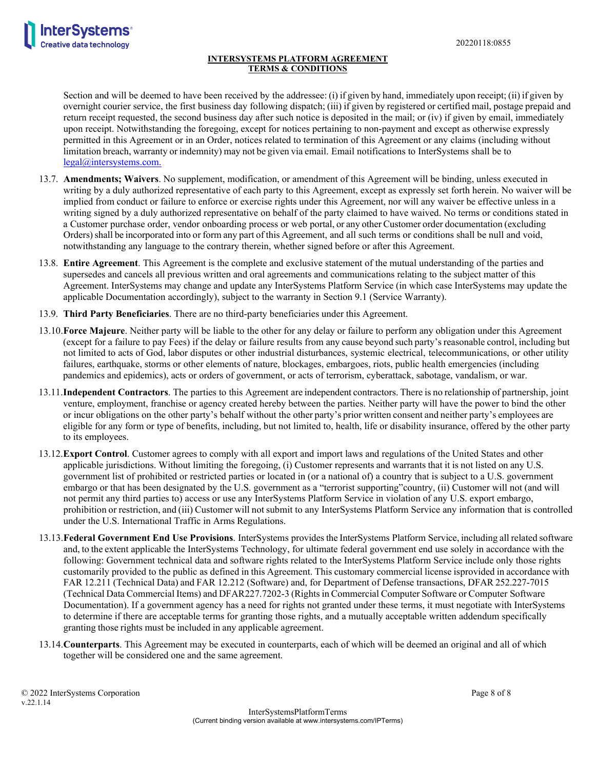Section and will be deemed to have been received by the addressee: (i) if given by hand, immediately upon receipt; (ii) if given by overnight courier service, the first business day following dispatch; (iii) if given by registered or certified mail, postage prepaid and return receipt requested, the second business day after such notice is deposited in the mail; or (iv) if given by email, immediately upon receipt. Notwithstanding the foregoing, except for notices pertaining to non-payment and except as otherwise expressly permitted in this Agreement or in an Order, notices related to termination of this Agreement or any claims (including without limitation breach, warranty or indemnity) may not be given via email. Email notifications to InterSystems shall be to legal@intersystems.com.

13.7. **Amendments; Waivers**. No supplement, modification, or amendment of this Agreement will be binding, unless executed in writing by a duly authorized representative of each party to this Agreement, except as expressly set forth herein. No waiver will be implied from conduct or failure to enforce or exercise rights under this Agreement, nor will any waiver be effective unless in a writing signed by a duly authorized representative on behalf of the party claimed to have waived. No terms or conditions stated in a Customer purchase order, vendor onboarding process or web portal, or any other Customer order documentation (excluding Orders) shall be incorporated into or form any part of this Agreement, and all such terms or conditions shall be null and void, notwithstanding any language to the contrary therein, whether signed before or after this Agreement.

13.8. **Entire Agreement**. This Agreement is the complete and exclusive statement of the mutual understanding of the parties and supersedes and cancels all previous written and oral agreements and communications relating to the subject matter of this Agreement. InterSystems may change and update any InterSystems Platform Service (in which case InterSystems may update the applicable Documentation accordingly), subject to the warranty in Section 9.1 (Service Warranty).

13.9. **Third Party Beneficiaries**. There are no third-party beneficiaries under this Agreement.

13.10. **Force Majeure**. Neither party will be liable to the other for any delay or failure to perform any obligation under this Agreement (except for a failure to pay Fees) if the delay or failure results from any cause beyond such party's reasonable control, including but not limited to acts of God, labor disputes or other industrial disturbances, systemic electrical, telecommunications, or other utility failures, earthquake, storms or other elements of nature, blockages, embargoes, riots, public health emergencies (including pandemics and epidemics), acts or orders of government, or acts of terrorism, cyberattack, sabotage, vandalism, or war.

13.11. **Independent Contractors**. The parties to this Agreement are independent contractors. There is no relationship of partnership, joint venture, employment, franchise or agency created hereby between the parties. Neither party will have the power to bind the other or incur obligations on the other party's behalf without the other party's prior written consent and neither party's employees are eligible for any form or type of benefits, including, but not limited to, health, life or disability insurance, offered by the other party to its employees.

13.12. **Export Control**. Customer agrees to comply with all export and import laws and regulations of the United States and other applicable jurisdictions. Without limiting the foregoing, (i) Customer represents and warrants that it is not listed on any U.S. government list of prohibited or restricted parties or located in (or a national of) a country that is subject to a U.S. government embargo or that has been designated by the U.S. government as a "terrorist supporting"country, (ii) Customer will not (and will not permit any third parties to) access or use any InterSystems Platform Service in violation of any U.S. export embargo, prohibition or restriction, and (iii) Customer will not submit to any InterSystems Platform Service any information that is controlled under the U.S. International Traffic in Arms Regulations.

13.13. **Federal Government End Use Provisions**. InterSystems provides the InterSystems Platform Service, including all related software and, to the extent applicable the InterSystems Technology, for ultimate federal government end use solely in accordance with the following: Government technical data and software rights related to the InterSystems Platform Service include only those rights customarily provided to the public as defined in this Agreement. This customary commercial license isprovided in accordance with FAR 12.211 (Technical Data) and FAR 12.212 (Software) and, for Department of Defense transactions, DFAR 252.227-7015 (Technical Data Commercial Items) and DFAR227.7202-3 (Rights in Commercial Computer Software or Computer Software Documentation). If a government agency has a need for rights not granted under these terms, it must negotiate with InterSystems to determine if there are acceptable terms for granting those rights, and a mutually acceptable written addendum specifically granting those rights must be included in any applicable agreement.

13.14. **Counterparts**. This Agreement may be executed in counterparts, each of which will be deemed an original and all of which together will be considered one and the same agreement.